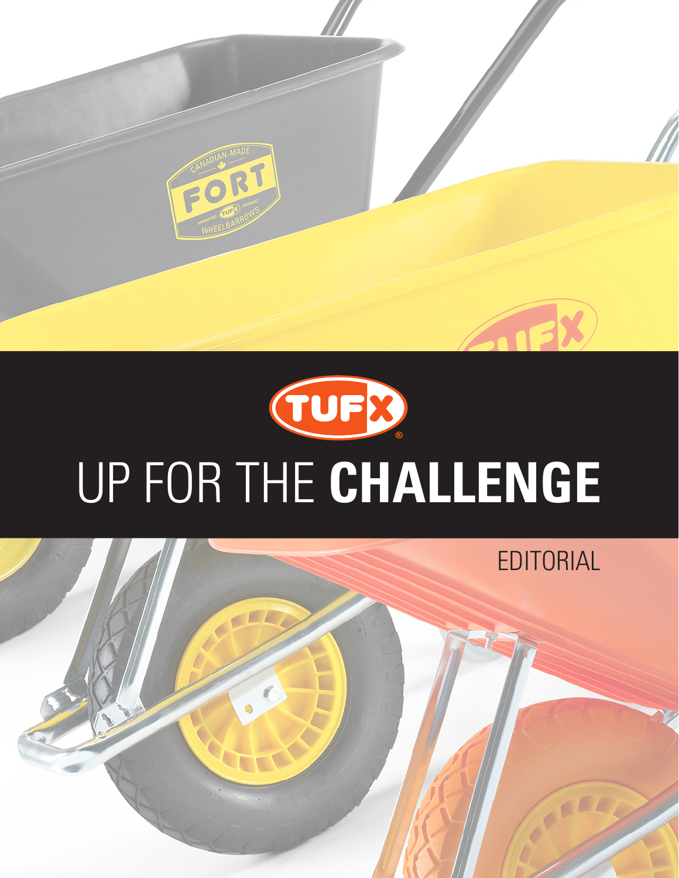TUFX®

# UP FOR THE **CHALLENGE**

EDITORIAL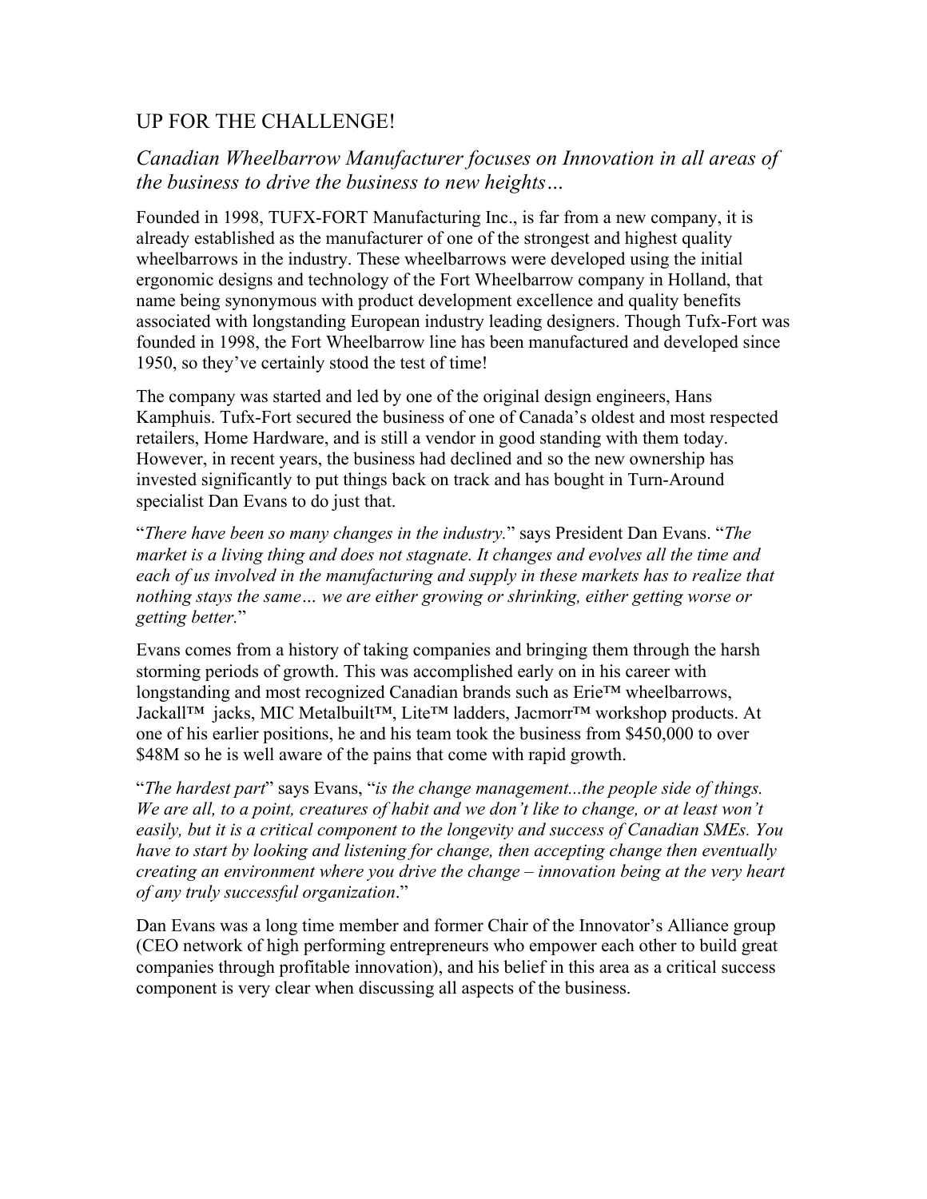## UP FOR THE CHALLENGE!

### *Canadian Wheelbarrow Manufacturer focuses on Innovation in all areas of the business to drive the business to new heights…*

Founded in 1998, TUFX-FORT Manufacturing Inc., is far from a new company, it is already established as the manufacturer of one of the strongest and highest quality wheelbarrows in the industry. These wheelbarrows were developed using the initial ergonomic designs and technology of the Fort Wheelbarrow company in Holland, that name being synonymous with product development excellence and quality benefits associated with longstanding European industry leading designers. Though Tufx-Fort was founded in 1998, the Fort Wheelbarrow line has been manufactured and developed since 1950, so they've certainly stood the test of time!

The company was started and led by one of the original design engineers, Hans Kamphuis. Tufx-Fort secured the business of one of Canada's oldest and most respected retailers, Home Hardware, and is still a vendor in good standing with them today. However, in recent years, the business had declined and so the new ownership has invested significantly to put things back on track and has bought in Turn-Around specialist Dan Evans to do just that.

"*There have been so many changes in the industry.*" says President Dan Evans. "*The market is a living thing and does not stagnate. It changes and evolves all the time and each of us involved in the manufacturing and supply in these markets has to realize that nothing stays the same… we are either growing or shrinking, either getting worse or getting better.*"

Evans comes from a history of taking companies and bringing them through the harsh storming periods of growth. This was accomplished early on in his career with longstanding and most recognized Canadian brands such as Erie™ wheelbarrows, Jackall™ jacks, MIC Metalbuilt™, Lite™ ladders, Jacmorr™ workshop products. At one of his earlier positions, he and his team took the business from $450,000 to over $48M so he is well aware of the pains that come with rapid growth.

"*The hardest part*" says Evans, "*is the change management...the people side of things. We are all, to a point, creatures of habit and we don't like to change, or at least won't easily, but it is a critical component to the longevity and success of Canadian SMEs. You have to start by looking and listening for change, then accepting change then eventually creating an environment where you drive the change – innovation being at the very heart of any truly successful organization*."

Dan Evans was a long time member and former Chair of the Innovator's Alliance group (CEO network of high performing entrepreneurs who empower each other to build great companies through profitable innovation), and his belief in this area as a critical success component is very clear when discussing all aspects of the business.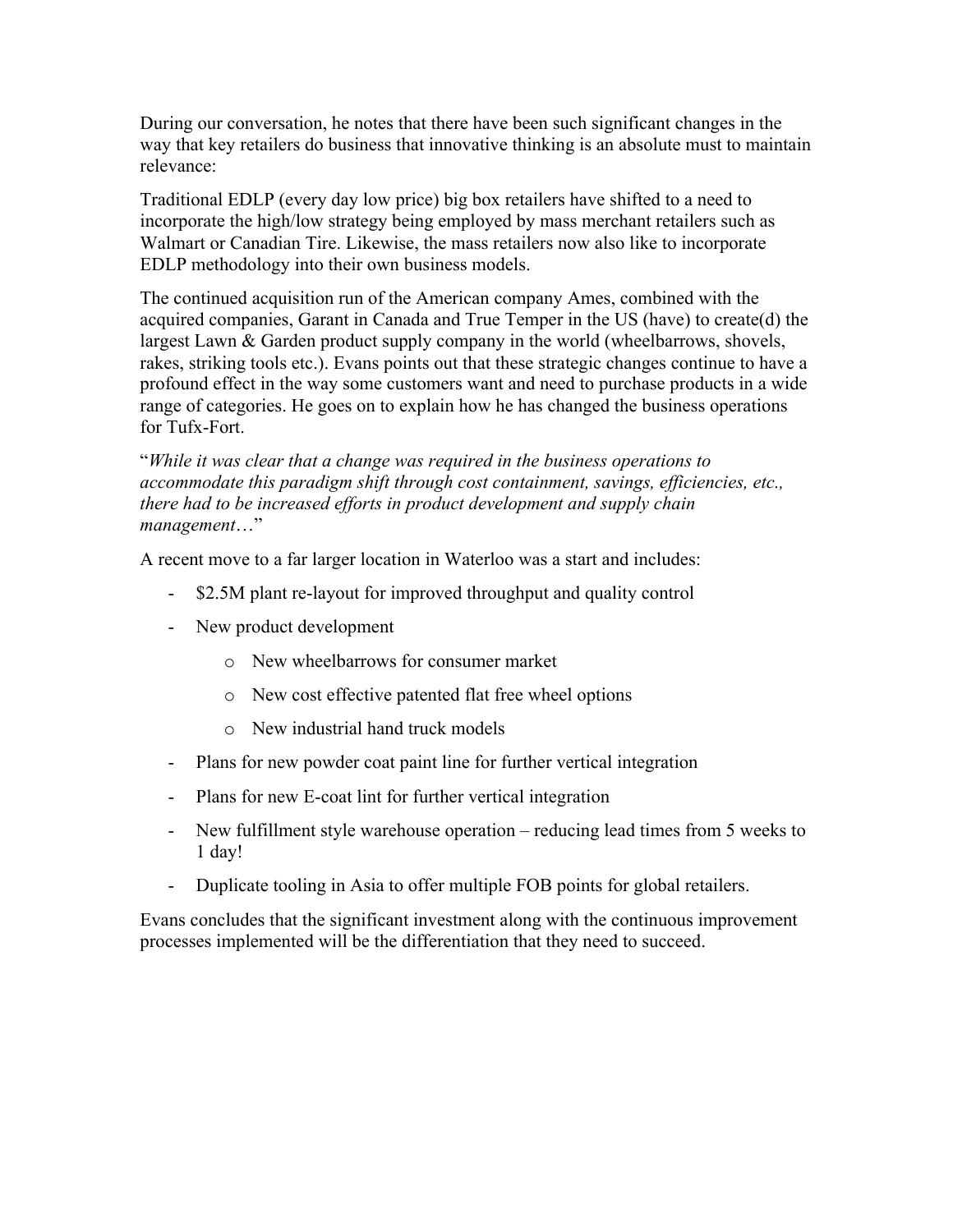During our conversation, he notes that there have been such significant changes in the way that key retailers do business that innovative thinking is an absolute must to maintain relevance:

Traditional EDLP (every day low price) big box retailers have shifted to a need to incorporate the high/low strategy being employed by mass merchant retailers such as Walmart or Canadian Tire. Likewise, the mass retailers now also like to incorporate EDLP methodology into their own business models.

The continued acquisition run of the American company Ames, combined with the acquired companies, Garant in Canada and True Temper in the US (have) to create(d) the largest Lawn & Garden product supply company in the world (wheelbarrows, shovels, rakes, striking tools etc.). Evans points out that these strategic changes continue to have a profound effect in the way some customers want and need to purchase products in a wide range of categories. He goes on to explain how he has changed the business operations for Tufx-Fort.

"*While it was clear that a change was required in the business operations to accommodate this paradigm shift through cost containment, savings, efficiencies, etc., there had to be increased efforts in product development and supply chain management*…"

A recent move to a far larger location in Waterloo was a start and includes:

- $2.5M plant re-layout for improved throughput and quality control
- New product development
  - New wheelbarrows for consumer market
  - New cost effective patented flat free wheel options
  - New industrial hand truck models
- Plans for new powder coat paint line for further vertical integration
- Plans for new E-coat lint for further vertical integration
- New fulfillment style warehouse operation – reducing lead times from 5 weeks to 1 day!
- Duplicate tooling in Asia to offer multiple FOB points for global retailers.

Evans concludes that the significant investment along with the continuous improvement processes implemented will be the differentiation that they need to succeed.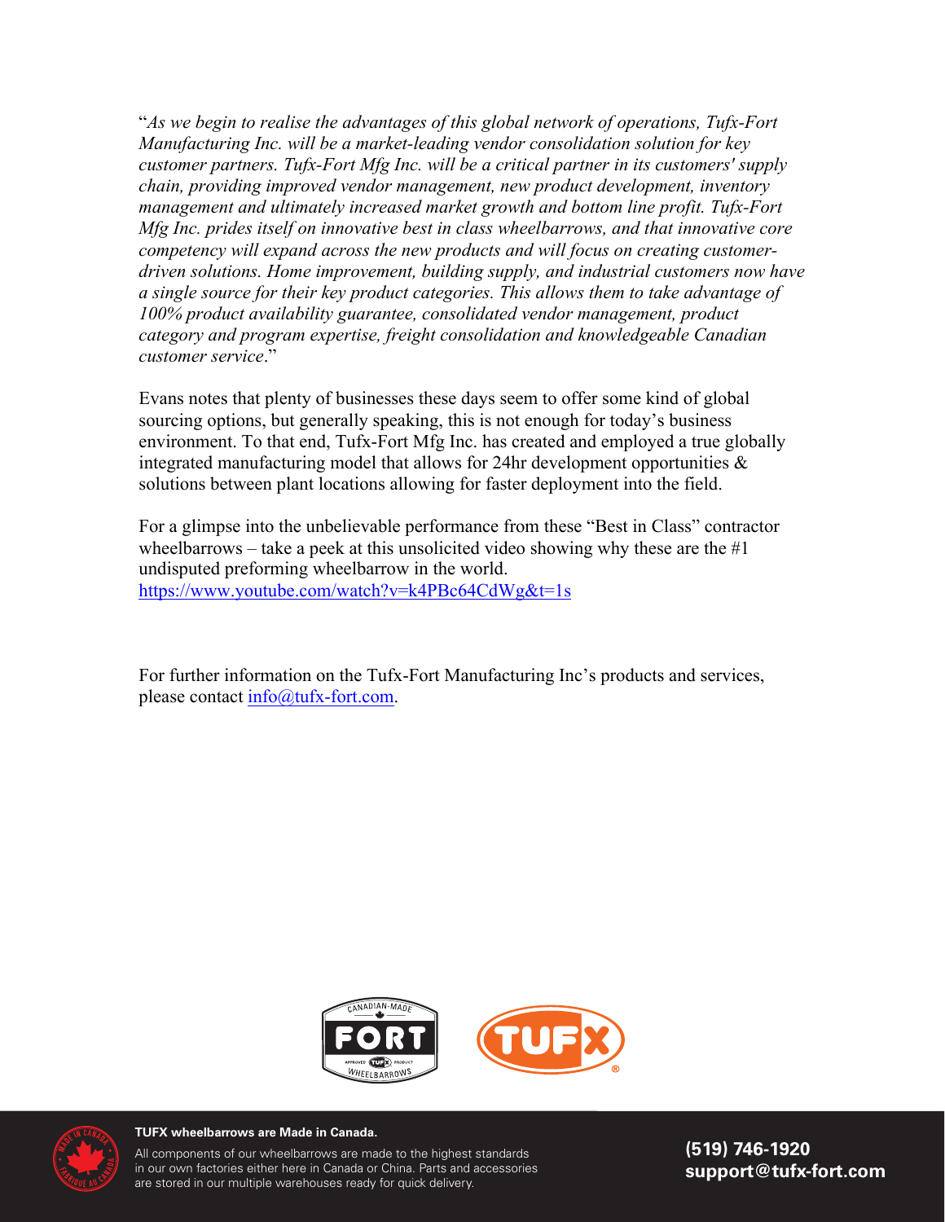"*As we begin to realise the advantages of this global network of operations, Tufx-Fort Manufacturing Inc. will be a market-leading vendor consolidation solution for key customer partners. Tufx-Fort Mfg Inc. will be a critical partner in its customers' supply chain, providing improved vendor management, new product development, inventory management and ultimately increased market growth and bottom line profit. Tufx-Fort Mfg Inc. prides itself on innovative best in class wheelbarrows, and that innovative core competency will expand across the new products and will focus on creating customer-driven solutions. Home improvement, building supply, and industrial customers now have a single source for their key product categories. This allows them to take advantage of 100% product availability guarantee, consolidated vendor management, product category and program expertise, freight consolidation and knowledgeable Canadian customer service*."

Evans notes that plenty of businesses these days seem to offer some kind of global sourcing options, but generally speaking, this is not enough for today's business environment. To that end, Tufx-Fort Mfg Inc. has created and employed a true globally integrated manufacturing model that allows for 24hr development opportunities & solutions between plant locations allowing for faster deployment into the field.

For a glimpse into the unbelievable performance from these "Best in Class" contractor wheelbarrows – take a peek at this unsolicited video showing why these are the #1 undisputed preforming wheelbarrow in the world.
https://www.youtube.com/watch?v=k4PBc64CdWg&t=1s

For further information on the Tufx-Fort Manufacturing Inc's products and services, please contact info@tufx-fort.com.

CANADIAN-MADE FORT APPROVED TUFX PRODUCT WHEELBARROWS

TUFX®

**TUFX wheelbarrows are Made in Canada.**

All components of our wheelbarrows are made to the highest standards in our own factories either here in Canada or China. Parts and accessories are stored in our multiple warehouses ready for quick delivery.

**(519) 746-1920**
**support@tufx-fort.com**